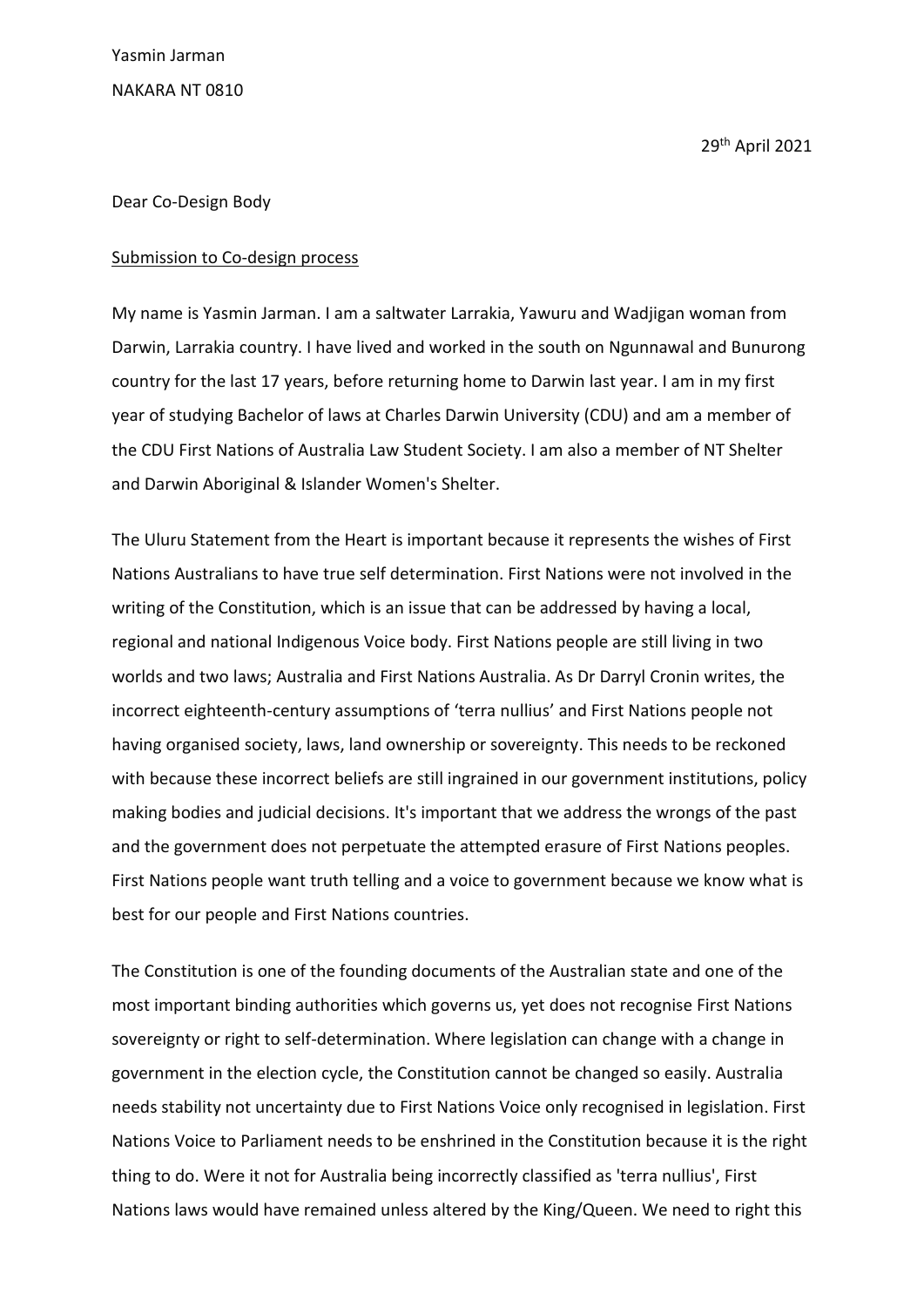Yasmin Jarman

NAKARA NT 0810

29th April 2021

Dear Co-Design Body

<u>Submission to Co-design process</u>

My name is Yasmin Jarman. I am a saltwater Larrakia, Yawuru and Wadjigan woman from Darwin, Larrakia country. I have lived and worked in the south on Ngunnawal and Bunurong country for the last 17 years, before returning home to Darwin last year. I am in my first year of studying Bachelor of laws at Charles Darwin University (CDU) and am a member of the CDU First Nations of Australia Law Student Society. I am also a member of NT Shelter and Darwin Aboriginal & Islander Women's Shelter.

The Uluru Statement from the Heart is important because it represents the wishes of First Nations Australians to have true self determination. First Nations were not involved in the writing of the Constitution, which is an issue that can be addressed by having a local, regional and national Indigenous Voice body. First Nations people are still living in two worlds and two laws; Australia and First Nations Australia. As Dr Darryl Cronin writes, the incorrect eighteenth-century assumptions of 'terra nullius' and First Nations people not having organised society, laws, land ownership or sovereignty. This needs to be reckoned with because these incorrect beliefs are still ingrained in our government institutions, policy making bodies and judicial decisions. It's important that we address the wrongs of the past and the government does not perpetuate the attempted erasure of First Nations peoples. First Nations people want truth telling and a voice to government because we know what is best for our people and First Nations countries.

The Constitution is one of the founding documents of the Australian state and one of the most important binding authorities which governs us, yet does not recognise First Nations sovereignty or right to self-determination. Where legislation can change with a change in government in the election cycle, the Constitution cannot be changed so easily. Australia needs stability not uncertainty due to First Nations Voice only recognised in legislation. First Nations Voice to Parliament needs to be enshrined in the Constitution because it is the right thing to do. Were it not for Australia being incorrectly classified as 'terra nullius', First Nations laws would have remained unless altered by the King/Queen. We need to right this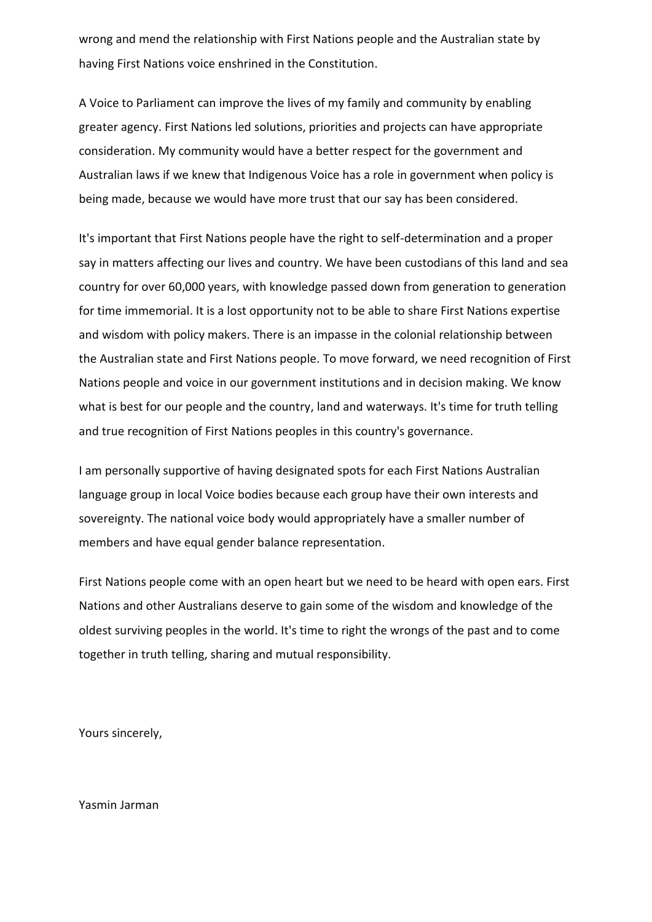wrong and mend the relationship with First Nations people and the Australian state by having First Nations voice enshrined in the Constitution.

A Voice to Parliament can improve the lives of my family and community by enabling greater agency. First Nations led solutions, priorities and projects can have appropriate consideration. My community would have a better respect for the government and Australian laws if we knew that Indigenous Voice has a role in government when policy is being made, because we would have more trust that our say has been considered.

It's important that First Nations people have the right to self-determination and a proper say in matters affecting our lives and country. We have been custodians of this land and sea country for over 60,000 years, with knowledge passed down from generation to generation for time immemorial. It is a lost opportunity not to be able to share First Nations expertise and wisdom with policy makers. There is an impasse in the colonial relationship between the Australian state and First Nations people. To move forward, we need recognition of First Nations people and voice in our government institutions and in decision making. We know what is best for our people and the country, land and waterways. It's time for truth telling and true recognition of First Nations peoples in this country's governance.

I am personally supportive of having designated spots for each First Nations Australian language group in local Voice bodies because each group have their own interests and sovereignty. The national voice body would appropriately have a smaller number of members and have equal gender balance representation.

First Nations people come with an open heart but we need to be heard with open ears. First Nations and other Australians deserve to gain some of the wisdom and knowledge of the oldest surviving peoples in the world. It's time to right the wrongs of the past and to come together in truth telling, sharing and mutual responsibility.

Yours sincerely,

Yasmin Jarman